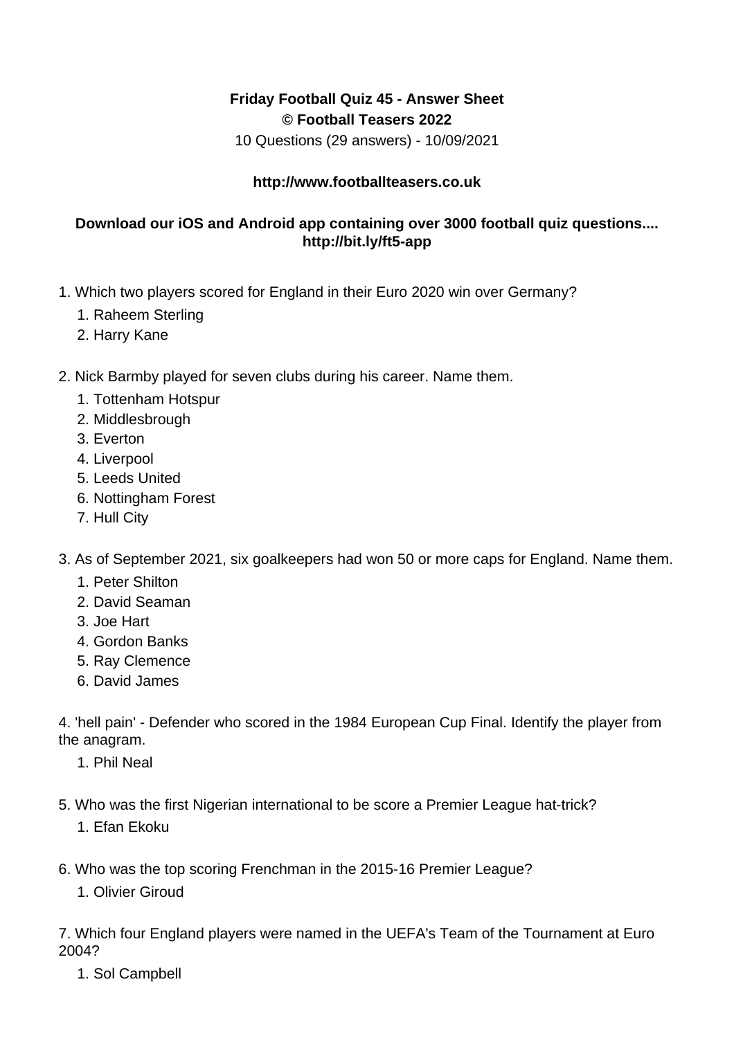**Friday Football Quiz 45 - Answer Sheet**
**© Football Teasers 2022**
10 Questions (29 answers) - 10/09/2021

**http://www.footballteasers.co.uk**

**Download our iOS and Android app containing over 3000 football quiz questions.... http://bit.ly/ft5-app**

1. Which two players scored for England in their Euro 2020 win over Germany?
    1. Raheem Sterling
    2. Harry Kane

2. Nick Barmby played for seven clubs during his career. Name them.
    1. Tottenham Hotspur
    2. Middlesbrough
    3. Everton
    4. Liverpool
    5. Leeds United
    6. Nottingham Forest
    7. Hull City

3. As of September 2021, six goalkeepers had won 50 or more caps for England. Name them.
    1. Peter Shilton
    2. David Seaman
    3. Joe Hart
    4. Gordon Banks
    5. Ray Clemence
    6. David James

4. 'hell pain' - Defender who scored in the 1984 European Cup Final. Identify the player from the anagram.
    1. Phil Neal

5. Who was the first Nigerian international to be score a Premier League hat-trick?
    1. Efan Ekoku

6. Who was the top scoring Frenchman in the 2015-16 Premier League?
    1. Olivier Giroud

7. Which four England players were named in the UEFA's Team of the Tournament at Euro 2004?
    1. Sol Campbell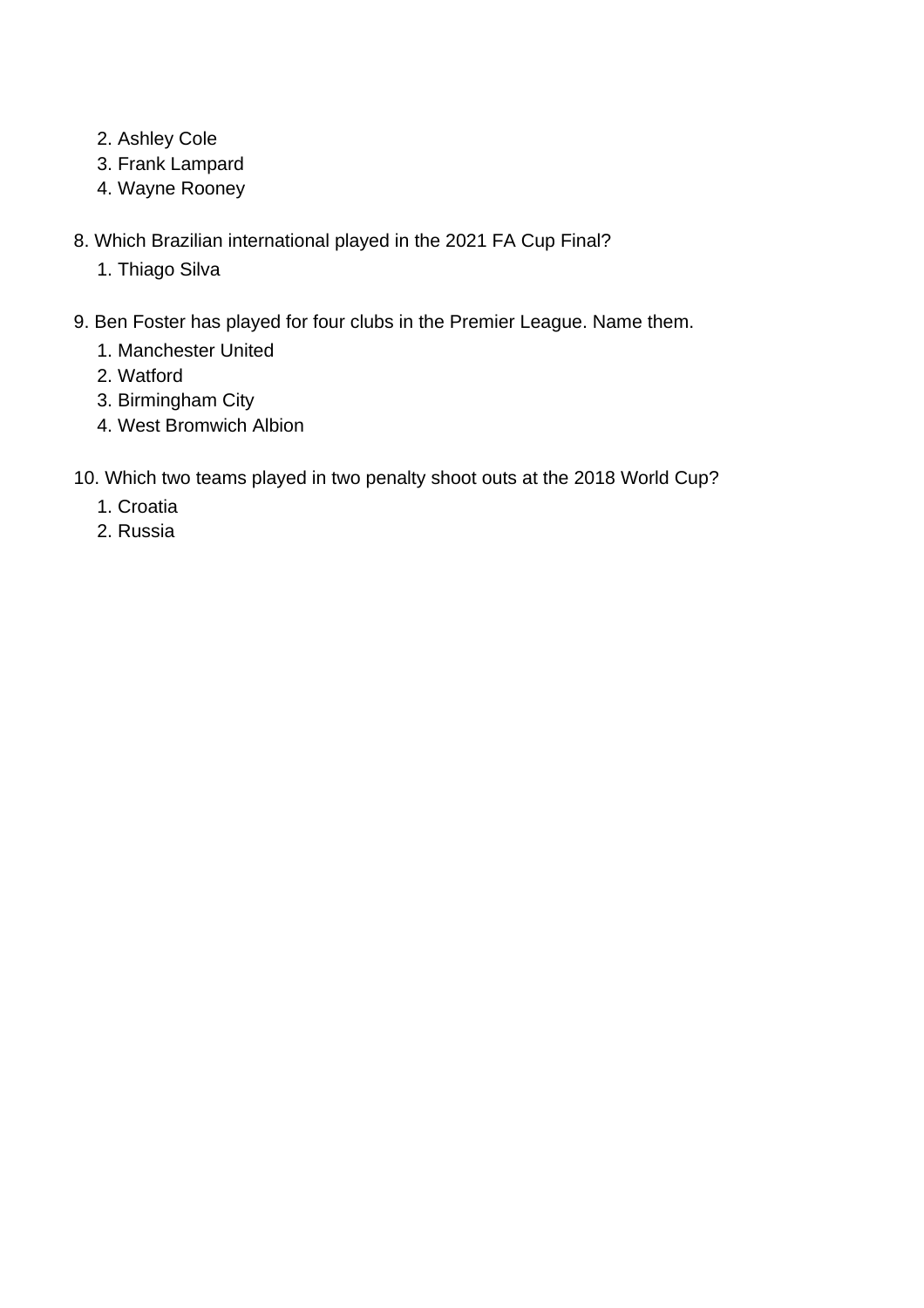2. Ashley Cole
3. Frank Lampard
4. Wayne Rooney

8. Which Brazilian international played in the 2021 FA Cup Final?

   1. Thiago Silva

9. Ben Foster has played for four clubs in the Premier League. Name them.

   1. Manchester United
   2. Watford
   3. Birmingham City
   4. West Bromwich Albion

10. Which two teams played in two penalty shoot outs at the 2018 World Cup?

    1. Croatia
    2. Russia